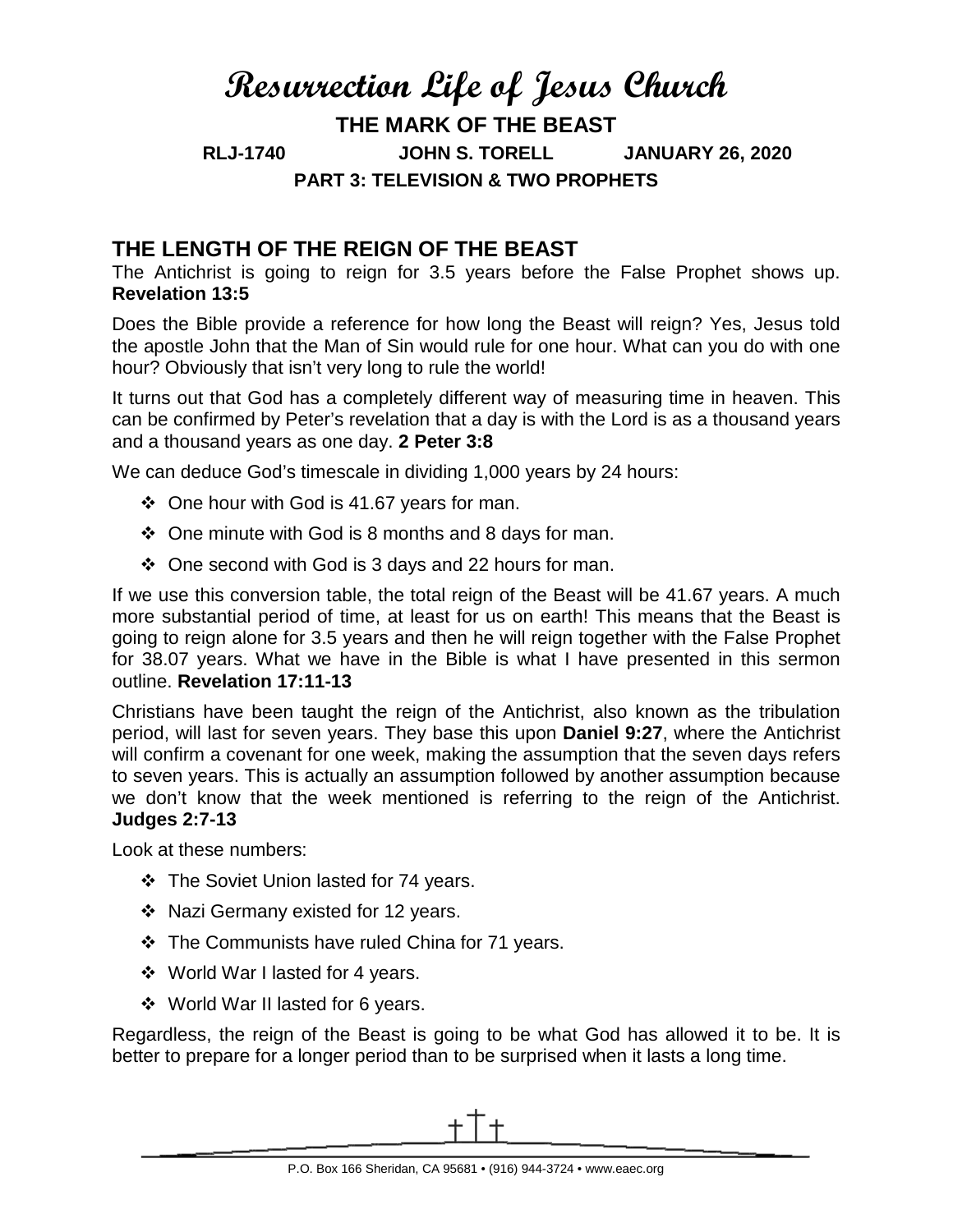# Resurrection Life of Jesus Church

**THE MARK OF THE BEAST**

**RLJ-1740 JOHN S. TORELL JANUARY 26, 2020**

**PART 3: TELEVISION & TWO PROPHETS**

## THE LENGTH OF THE REIGN OF THE BEAST

The Antichrist is going to reign for 3.5 years before the False Prophet shows up. **Revelation 13:5**

Does the Bible provide a reference for how long the Beast will reign? Yes, Jesus told the apostle John that the Man of Sin would rule for one hour. What can you do with one hour? Obviously that isn't very long to rule the world!

It turns out that God has a completely different way of measuring time in heaven. This can be confirmed by Peter's revelation that a day is with the Lord is as a thousand years and a thousand years as one day. **2 Peter 3:8**

We can deduce God's timescale in dividing 1,000 years by 24 hours:

- One hour with God is 41.67 years for man.
- One minute with God is 8 months and 8 days for man.
- One second with God is 3 days and 22 hours for man.

If we use this conversion table, the total reign of the Beast will be 41.67 years. A much more substantial period of time, at least for us on earth! This means that the Beast is going to reign alone for 3.5 years and then he will reign together with the False Prophet for 38.07 years. What we have in the Bible is what I have presented in this sermon outline. **Revelation 17:11-13**

Christians have been taught the reign of the Antichrist, also known as the tribulation period, will last for seven years. They base this upon **Daniel 9:27**, where the Antichrist will confirm a covenant for one week, making the assumption that the seven days refers to seven years. This is actually an assumption followed by another assumption because we don't know that the week mentioned is referring to the reign of the Antichrist. **Judges 2:7-13**

Look at these numbers:

- The Soviet Union lasted for 74 years.
- Nazi Germany existed for 12 years.
- The Communists have ruled China for 71 years.
- World War I lasted for 4 years.
- World War II lasted for 6 years.

Regardless, the reign of the Beast is going to be what God has allowed it to be. It is better to prepare for a longer period than to be surprised when it lasts a long time.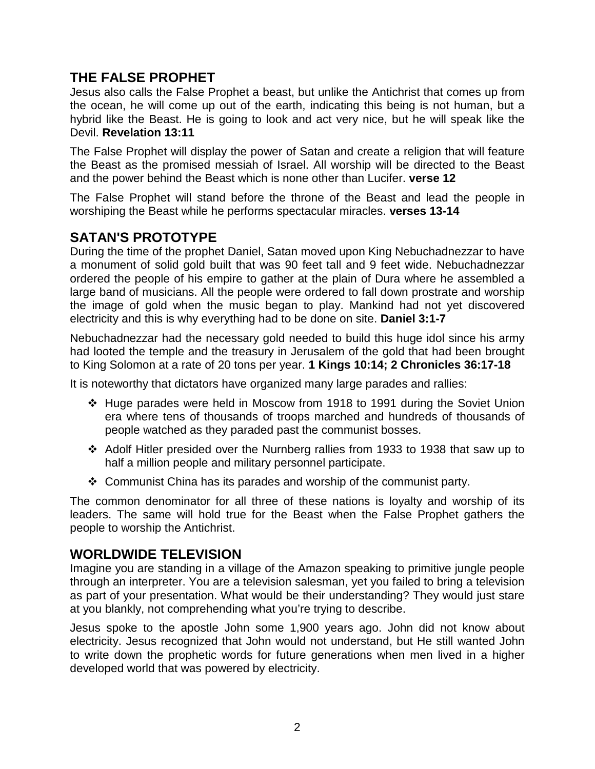## THE FALSE PROPHET

Jesus also calls the False Prophet a beast, but unlike the Antichrist that comes up from the ocean, he will come up out of the earth, indicating this being is not human, but a hybrid like the Beast. He is going to look and act very nice, but he will speak like the Devil. **Revelation 13:11**

The False Prophet will display the power of Satan and create a religion that will feature the Beast as the promised messiah of Israel. All worship will be directed to the Beast and the power behind the Beast which is none other than Lucifer. **verse 12**

The False Prophet will stand before the throne of the Beast and lead the people in worshiping the Beast while he performs spectacular miracles. **verses 13-14**

## SATAN'S PROTOTYPE

During the time of the prophet Daniel, Satan moved upon King Nebuchadnezzar to have a monument of solid gold built that was 90 feet tall and 9 feet wide. Nebuchadnezzar ordered the people of his empire to gather at the plain of Dura where he assembled a large band of musicians. All the people were ordered to fall down prostrate and worship the image of gold when the music began to play. Mankind had not yet discovered electricity and this is why everything had to be done on site. **Daniel 3:1-7**

Nebuchadnezzar had the necessary gold needed to build this huge idol since his army had looted the temple and the treasury in Jerusalem of the gold that had been brought to King Solomon at a rate of 20 tons per year. **1 Kings 10:14; 2 Chronicles 36:17-18**

It is noteworthy that dictators have organized many large parades and rallies:

- Huge parades were held in Moscow from 1918 to 1991 during the Soviet Union era where tens of thousands of troops marched and hundreds of thousands of people watched as they paraded past the communist bosses.
- Adolf Hitler presided over the Nurnberg rallies from 1933 to 1938 that saw up to half a million people and military personnel participate.
- Communist China has its parades and worship of the communist party.

The common denominator for all three of these nations is loyalty and worship of its leaders. The same will hold true for the Beast when the False Prophet gathers the people to worship the Antichrist.

## WORLDWIDE TELEVISION

Imagine you are standing in a village of the Amazon speaking to primitive jungle people through an interpreter. You are a television salesman, yet you failed to bring a television as part of your presentation. What would be their understanding? They would just stare at you blankly, not comprehending what you're trying to describe.

Jesus spoke to the apostle John some 1,900 years ago. John did not know about electricity. Jesus recognized that John would not understand, but He still wanted John to write down the prophetic words for future generations when men lived in a higher developed world that was powered by electricity.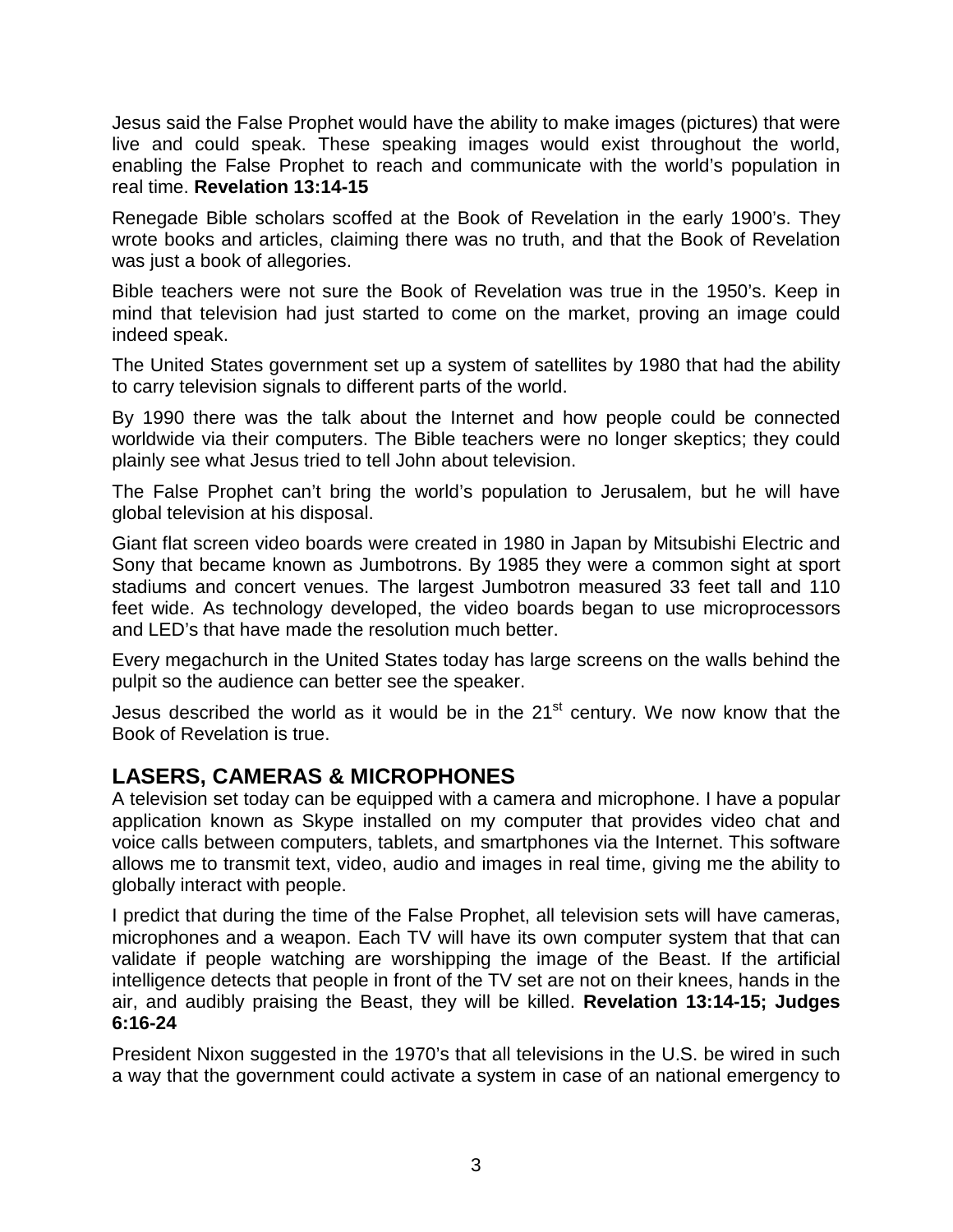Jesus said the False Prophet would have the ability to make images (pictures) that were live and could speak. These speaking images would exist throughout the world, enabling the False Prophet to reach and communicate with the world's population in real time. **Revelation 13:14-15**

Renegade Bible scholars scoffed at the Book of Revelation in the early 1900's. They wrote books and articles, claiming there was no truth, and that the Book of Revelation was just a book of allegories.

Bible teachers were not sure the Book of Revelation was true in the 1950's. Keep in mind that television had just started to come on the market, proving an image could indeed speak.

The United States government set up a system of satellites by 1980 that had the ability to carry television signals to different parts of the world.

By 1990 there was the talk about the Internet and how people could be connected worldwide via their computers. The Bible teachers were no longer skeptics; they could plainly see what Jesus tried to tell John about television.

The False Prophet can't bring the world's population to Jerusalem, but he will have global television at his disposal.

Giant flat screen video boards were created in 1980 in Japan by Mitsubishi Electric and Sony that became known as Jumbotrons. By 1985 they were a common sight at sport stadiums and concert venues. The largest Jumbotron measured 33 feet tall and 110 feet wide. As technology developed, the video boards began to use microprocessors and LED's that have made the resolution much better.

Every megachurch in the United States today has large screens on the walls behind the pulpit so the audience can better see the speaker.

Jesus described the world as it would be in the 21st century. We now know that the Book of Revelation is true.

## LASERS, CAMERAS & MICROPHONES

A television set today can be equipped with a camera and microphone. I have a popular application known as Skype installed on my computer that provides video chat and voice calls between computers, tablets, and smartphones via the Internet. This software allows me to transmit text, video, audio and images in real time, giving me the ability to globally interact with people.

I predict that during the time of the False Prophet, all television sets will have cameras, microphones and a weapon. Each TV will have its own computer system that that can validate if people watching are worshipping the image of the Beast. If the artificial intelligence detects that people in front of the TV set are not on their knees, hands in the air, and audibly praising the Beast, they will be killed. **Revelation 13:14-15; Judges 6:16-24**

President Nixon suggested in the 1970's that all televisions in the U.S. be wired in such a way that the government could activate a system in case of an national emergency to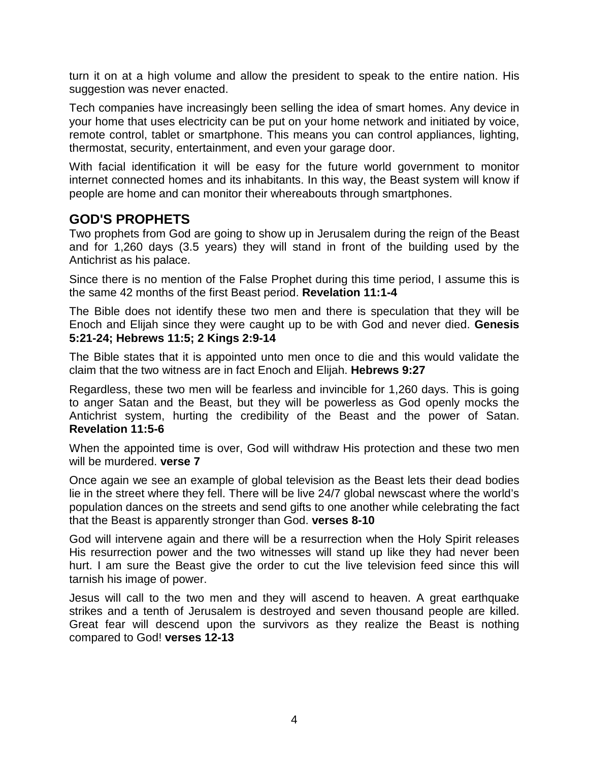turn it on at a high volume and allow the president to speak to the entire nation. His suggestion was never enacted.

Tech companies have increasingly been selling the idea of smart homes. Any device in your home that uses electricity can be put on your home network and initiated by voice, remote control, tablet or smartphone. This means you can control appliances, lighting, thermostat, security, entertainment, and even your garage door.

With facial identification it will be easy for the future world government to monitor internet connected homes and its inhabitants. In this way, the Beast system will know if people are home and can monitor their whereabouts through smartphones.

## GOD'S PROPHETS

Two prophets from God are going to show up in Jerusalem during the reign of the Beast and for 1,260 days (3.5 years) they will stand in front of the building used by the Antichrist as his palace.

Since there is no mention of the False Prophet during this time period, I assume this is the same 42 months of the first Beast period. **Revelation 11:1-4**

The Bible does not identify these two men and there is speculation that they will be Enoch and Elijah since they were caught up to be with God and never died. **Genesis 5:21-24; Hebrews 11:5; 2 Kings 2:9-14**

The Bible states that it is appointed unto men once to die and this would validate the claim that the two witness are in fact Enoch and Elijah. **Hebrews 9:27**

Regardless, these two men will be fearless and invincible for 1,260 days. This is going to anger Satan and the Beast, but they will be powerless as God openly mocks the Antichrist system, hurting the credibility of the Beast and the power of Satan. **Revelation 11:5-6**

When the appointed time is over, God will withdraw His protection and these two men will be murdered. **verse 7**

Once again we see an example of global television as the Beast lets their dead bodies lie in the street where they fell. There will be live 24/7 global newscast where the world's population dances on the streets and send gifts to one another while celebrating the fact that the Beast is apparently stronger than God. **verses 8-10**

God will intervene again and there will be a resurrection when the Holy Spirit releases His resurrection power and the two witnesses will stand up like they had never been hurt. I am sure the Beast give the order to cut the live television feed since this will tarnish his image of power.

Jesus will call to the two men and they will ascend to heaven. A great earthquake strikes and a tenth of Jerusalem is destroyed and seven thousand people are killed. Great fear will descend upon the survivors as they realize the Beast is nothing compared to God! **verses 12-13**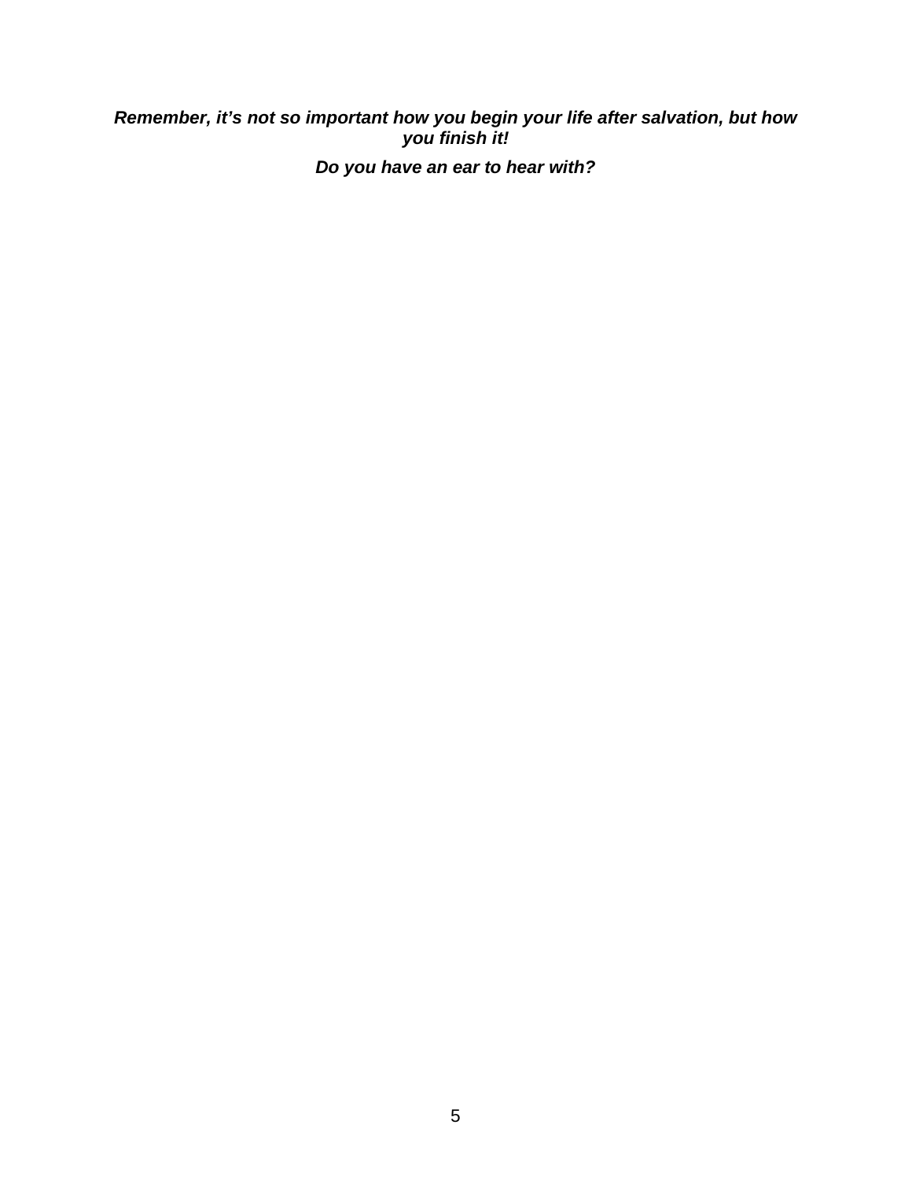***Remember, it's not so important how you begin your life after salvation, but how you finish it!***

***Do you have an ear to hear with?***